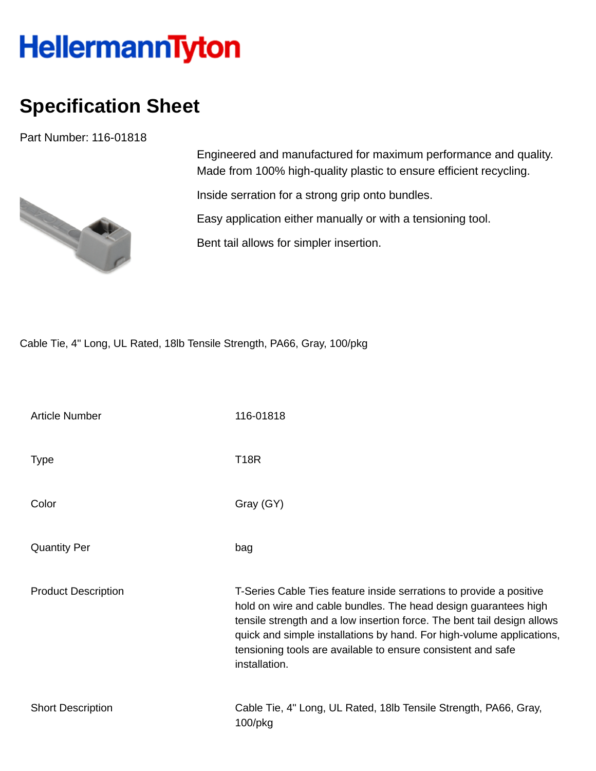# HellermannTyton

## Specification Sheet

Part Number: 116-01818

Engineered and manufactured for maximum performance and quality. Made from 100% high-quality plastic to ensure efficient recycling.

Inside serration for a strong grip onto bundles.

Easy application either manually or with a tensioning tool.

Bent tail allows for simpler insertion.

Cable Tie, 4" Long, UL Rated, 18lb Tensile Strength, PA66, Gray, 100/pkg

| | |
|---|---|
| Article Number | 116-01818 |
| Type | T18R |
| Color | Gray (GY) |
| Quantity Per | bag |
| Product Description | T-Series Cable Ties feature inside serrations to provide a positive hold on wire and cable bundles. The head design guarantees high tensile strength and a low insertion force. The bent tail design allows quick and simple installations by hand. For high-volume applications, tensioning tools are available to ensure consistent and safe installation. |
| Short Description | Cable Tie, 4" Long, UL Rated, 18lb Tensile Strength, PA66, Gray, 100/pkg |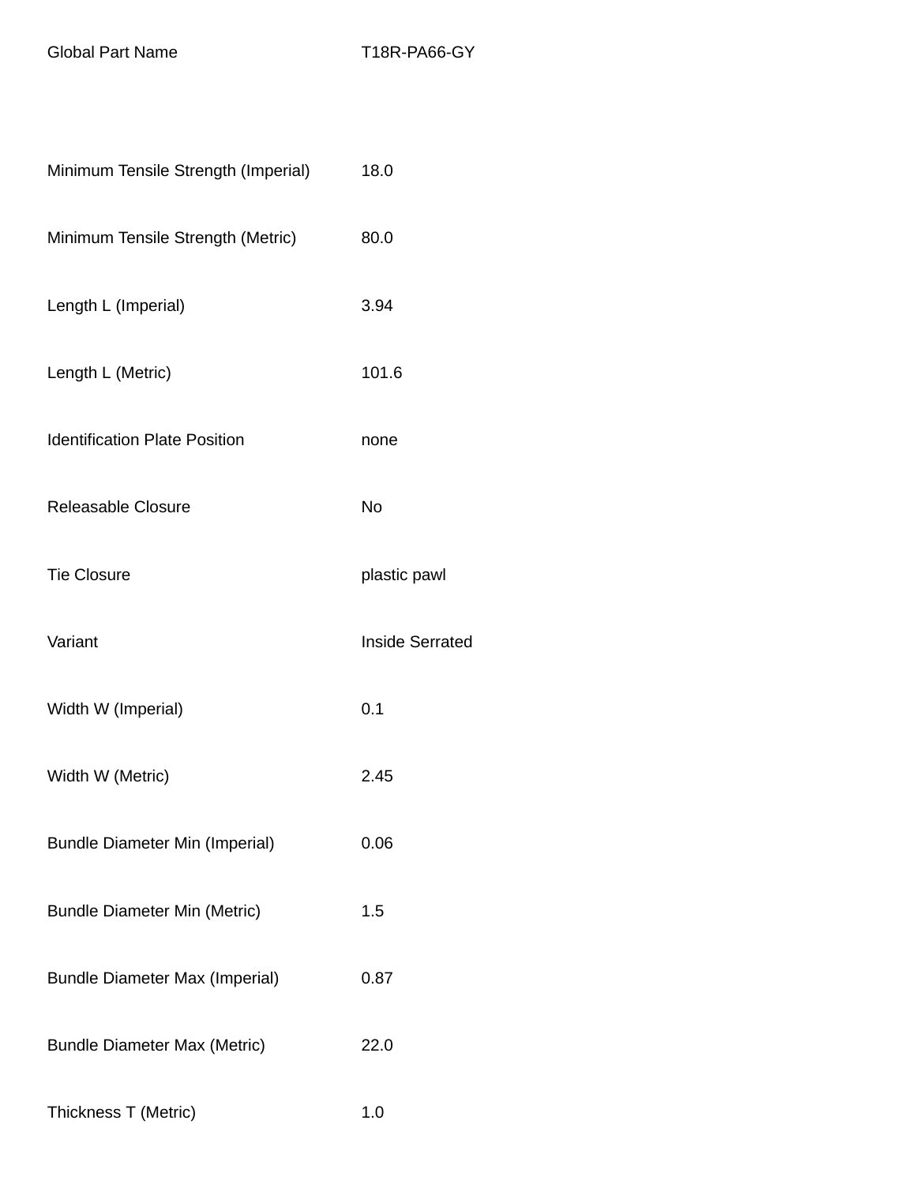| Global Part Name | T18R-PA66-GY |
| --- | --- |
| Minimum Tensile Strength (Imperial) | 18.0 |
| Minimum Tensile Strength (Metric) | 80.0 |
| Length L (Imperial) | 3.94 |
| Length L (Metric) | 101.6 |
| Identification Plate Position | none |
| Releasable Closure | No |
| Tie Closure | plastic pawl |
| Variant | Inside Serrated |
| Width W (Imperial) | 0.1 |
| Width W (Metric) | 2.45 |
| Bundle Diameter Min (Imperial) | 0.06 |
| Bundle Diameter Min (Metric) | 1.5 |
| Bundle Diameter Max (Imperial) | 0.87 |
| Bundle Diameter Max (Metric) | 22.0 |
| Thickness T (Metric) | 1.0 |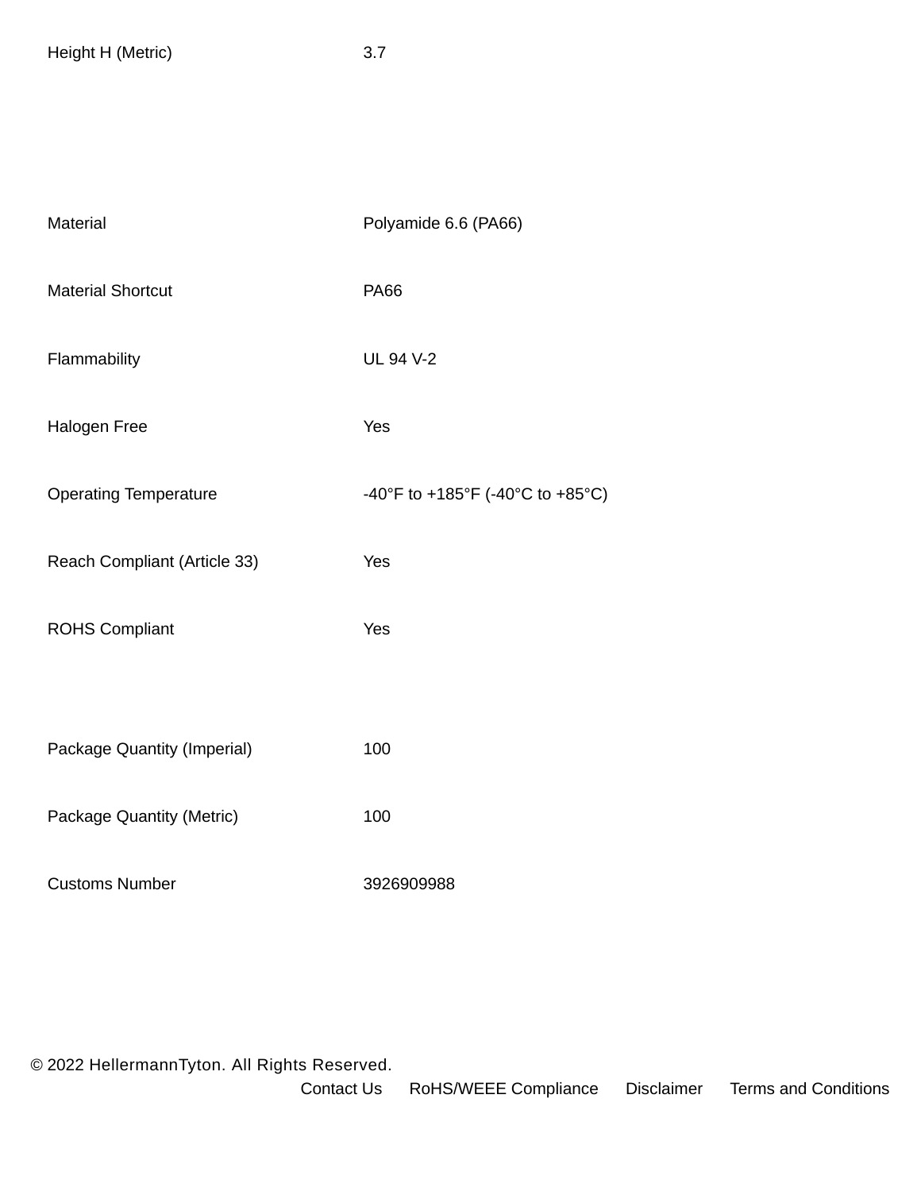| | |
|---|---|
| Height H (Metric) | 3.7 |
| Material | Polyamide 6.6 (PA66) |
| Material Shortcut | PA66 |
| Flammability | UL 94 V-2 |
| Halogen Free | Yes |
| Operating Temperature | -40°F to +185°F (-40°C to +85°C) |
| Reach Compliant (Article 33) | Yes |
| ROHS Compliant | Yes |
| Package Quantity (Imperial) | 100 |
| Package Quantity (Metric) | 100 |
| Customs Number | 3926909988 |

© 2022 HellermannTyton. All Rights Reserved.

Contact Us RoHS/WEEE Compliance Disclaimer Terms and Conditions